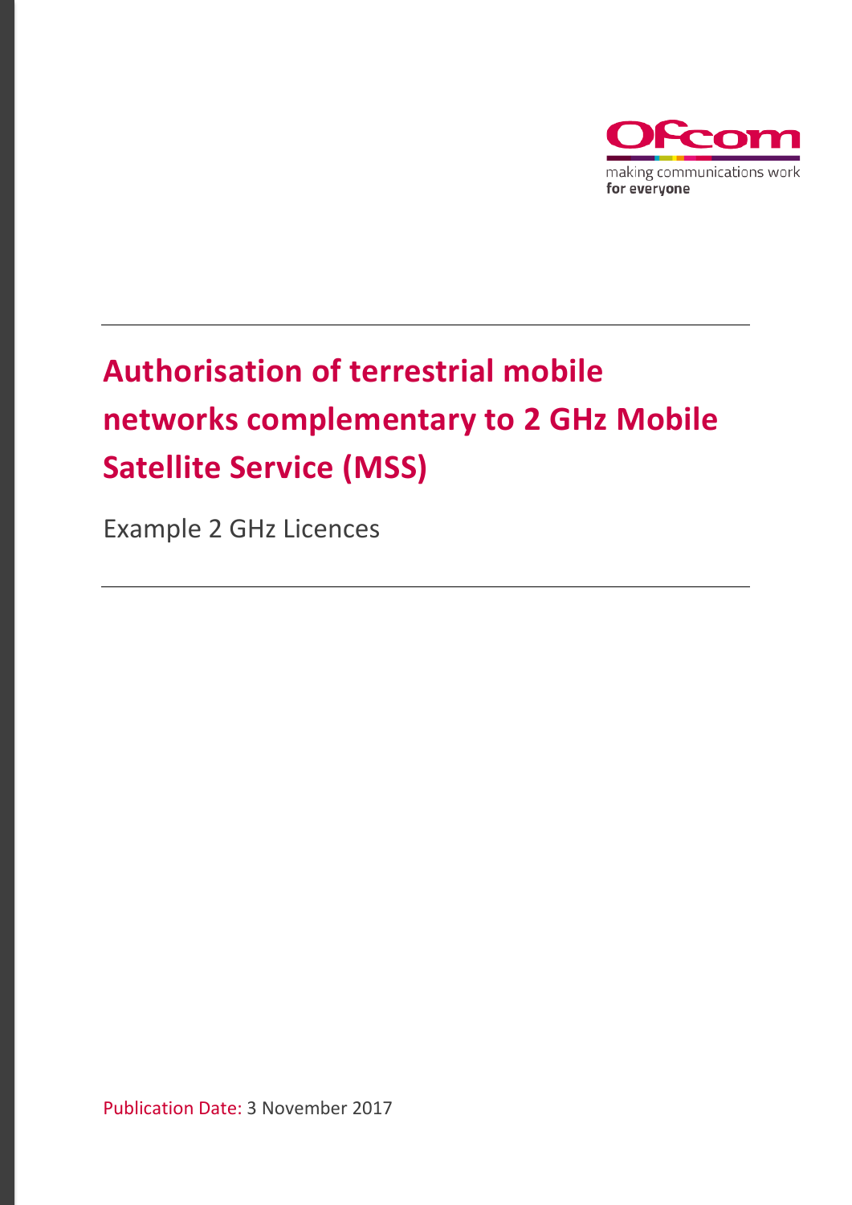Ofcom

making communications work
for everyone

# Authorisation of terrestrial mobile networks complementary to 2 GHz Mobile Satellite Service (MSS)

Example 2 GHz Licences

Publication Date: 3 November 2017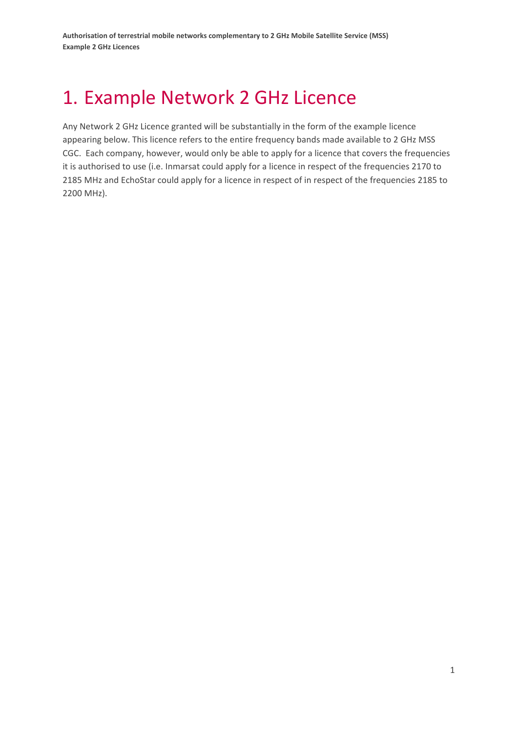# 1. Example Network 2 GHz Licence

Any Network 2 GHz Licence granted will be substantially in the form of the example licence appearing below. This licence refers to the entire frequency bands made available to 2 GHz MSS CGC. Each company, however, would only be able to apply for a licence that covers the frequencies it is authorised to use (i.e. Inmarsat could apply for a licence in respect of the frequencies 2170 to 2185 MHz and EchoStar could apply for a licence in respect of in respect of the frequencies 2185 to 2200 MHz).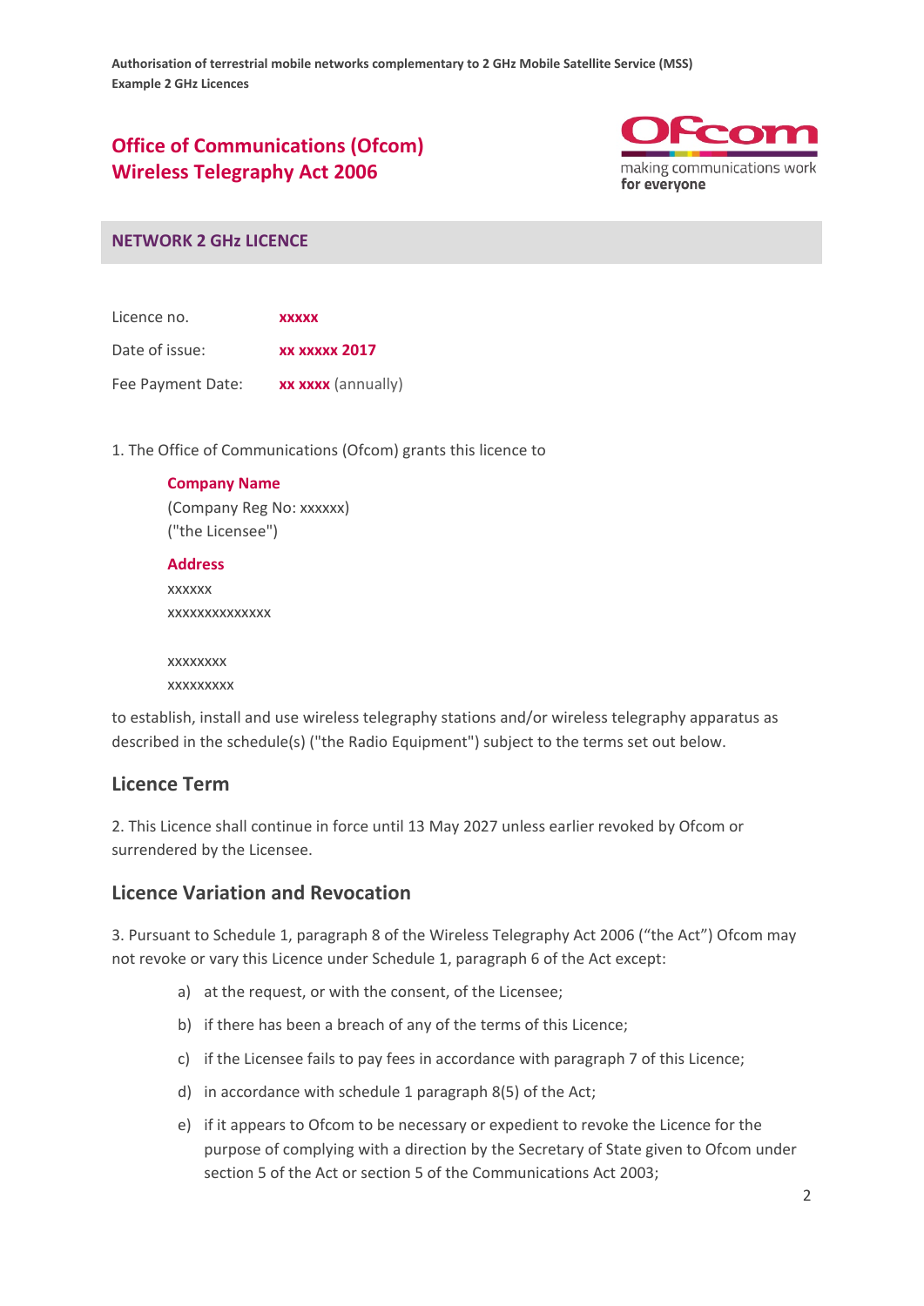# Office of Communications (Ofcom)
# Wireless Telegraphy Act 2006

## NETWORK 2 GHz LICENCE

| | |
|---|---|
| Licence no. | **xxxxx** |
| Date of issue: | **xx xxxxx 2017** |
| Fee Payment Date: | **xx xxxx** (annually) |

1. The Office of Communications (Ofcom) grants this licence to

**Company Name**
(Company Reg No: xxxxxx)
("the Licensee")

**Address**
xxxxxx
xxxxxxxxxxxxxx

xxxxxxxx
xxxxxxxxx

to establish, install and use wireless telegraphy stations and/or wireless telegraphy apparatus as described in the schedule(s) ("the Radio Equipment") subject to the terms set out below.

## Licence Term

2. This Licence shall continue in force until 13 May 2027 unless earlier revoked by Ofcom or surrendered by the Licensee.

## Licence Variation and Revocation

3. Pursuant to Schedule 1, paragraph 8 of the Wireless Telegraphy Act 2006 ("the Act") Ofcom may not revoke or vary this Licence under Schedule 1, paragraph 6 of the Act except:

a) at the request, or with the consent, of the Licensee;

b) if there has been a breach of any of the terms of this Licence;

c) if the Licensee fails to pay fees in accordance with paragraph 7 of this Licence;

d) in accordance with schedule 1 paragraph 8(5) of the Act;

e) if it appears to Ofcom to be necessary or expedient to revoke the Licence for the purpose of complying with a direction by the Secretary of State given to Ofcom under section 5 of the Act or section 5 of the Communications Act 2003;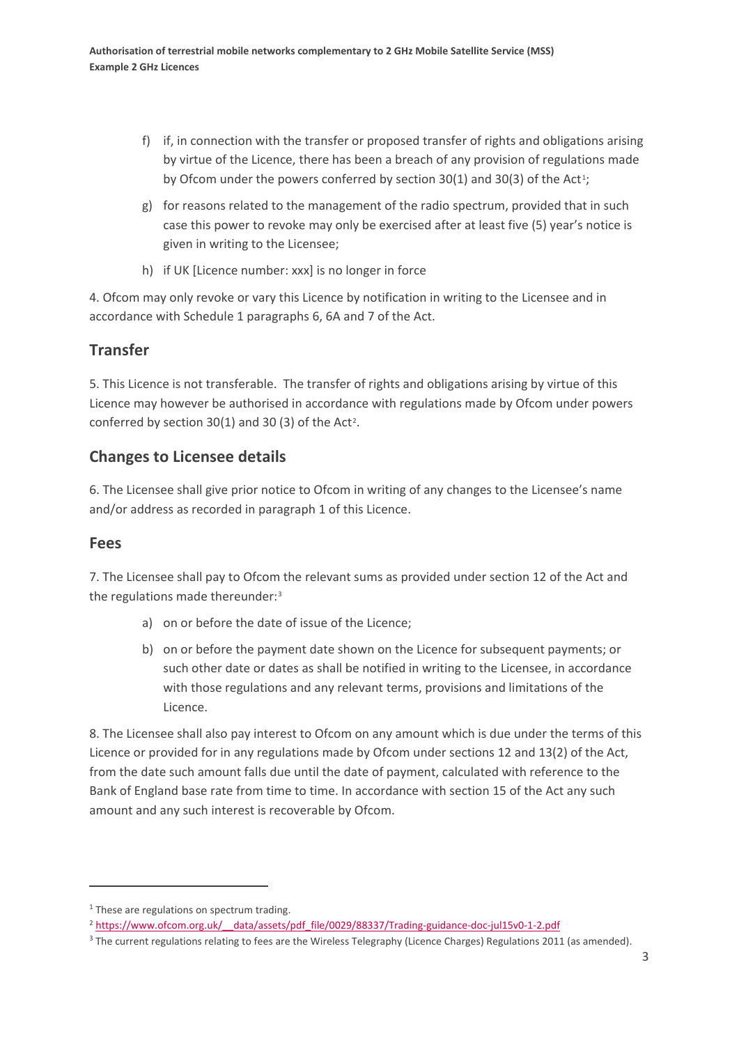f) if, in connection with the transfer or proposed transfer of rights and obligations arising by virtue of the Licence, there has been a breach of any provision of regulations made by Ofcom under the powers conferred by section 30(1) and 30(3) of the Act[1];

g) for reasons related to the management of the radio spectrum, provided that in such case this power to revoke may only be exercised after at least five (5) year's notice is given in writing to the Licensee;

h) if UK [Licence number: xxx] is no longer in force

4. Ofcom may only revoke or vary this Licence by notification in writing to the Licensee and in accordance with Schedule 1 paragraphs 6, 6A and 7 of the Act.

## Transfer

5. This Licence is not transferable. The transfer of rights and obligations arising by virtue of this Licence may however be authorised in accordance with regulations made by Ofcom under powers conferred by section 30(1) and 30 (3) of the Act[2].

## Changes to Licensee details

6. The Licensee shall give prior notice to Ofcom in writing of any changes to the Licensee's name and/or address as recorded in paragraph 1 of this Licence.

## Fees

7. The Licensee shall pay to Ofcom the relevant sums as provided under section 12 of the Act and the regulations made thereunder:[3]

a) on or before the date of issue of the Licence;

b) on or before the payment date shown on the Licence for subsequent payments; or such other date or dates as shall be notified in writing to the Licensee, in accordance with those regulations and any relevant terms, provisions and limitations of the Licence.

8. The Licensee shall also pay interest to Ofcom on any amount which is due under the terms of this Licence or provided for in any regulations made by Ofcom under sections 12 and 13(2) of the Act, from the date such amount falls due until the date of payment, calculated with reference to the Bank of England base rate from time to time. In accordance with section 15 of the Act any such amount and any such interest is recoverable by Ofcom.

---

[1] These are regulations on spectrum trading.

[2] https://www.ofcom.org.uk/__data/assets/pdf_file/0029/88337/Trading-guidance-doc-jul15v0-1-2.pdf

[3] The current regulations relating to fees are the Wireless Telegraphy (Licence Charges) Regulations 2011 (as amended).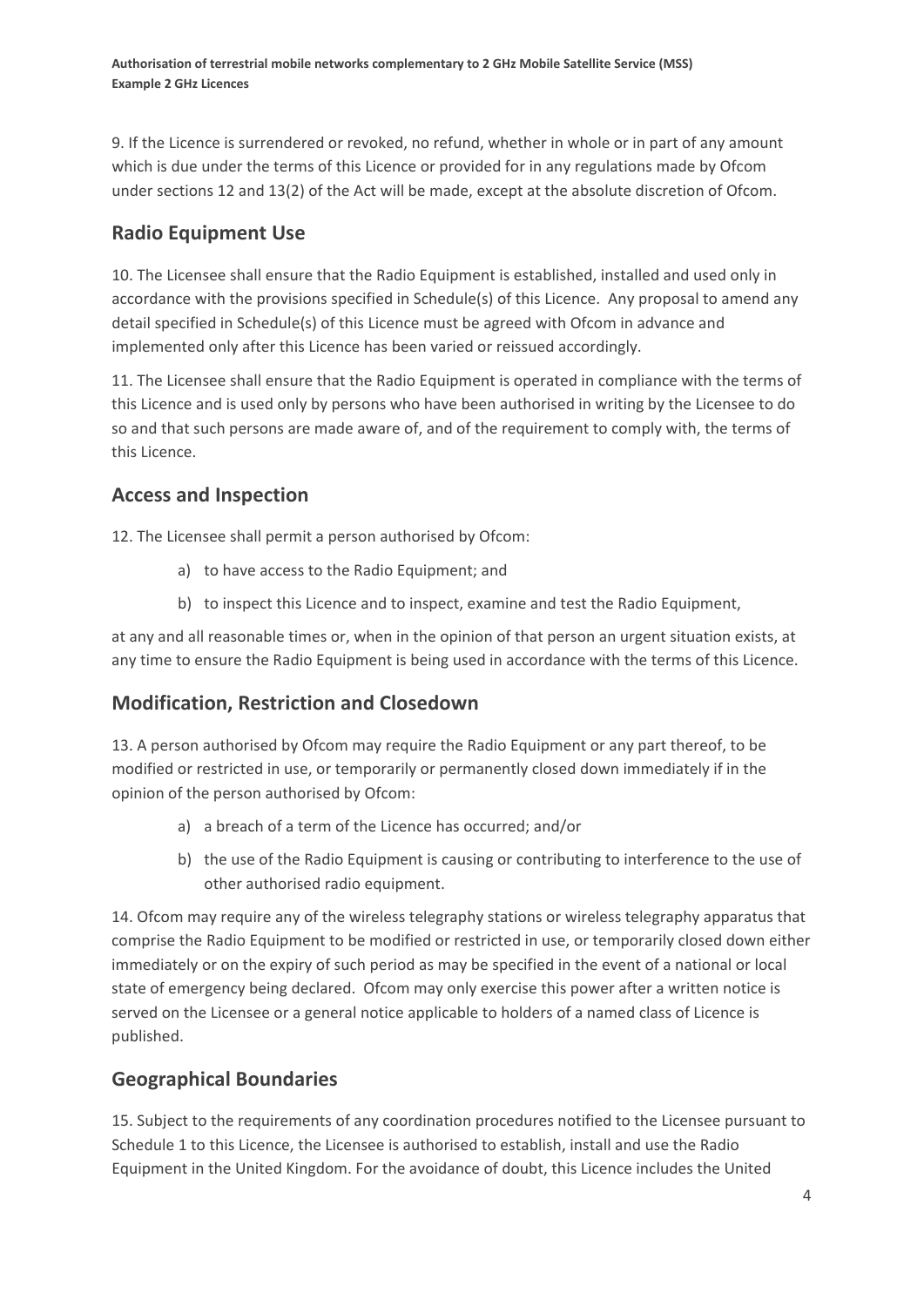9. If the Licence is surrendered or revoked, no refund, whether in whole or in part of any amount which is due under the terms of this Licence or provided for in any regulations made by Ofcom under sections 12 and 13(2) of the Act will be made, except at the absolute discretion of Ofcom.

## Radio Equipment Use

10. The Licensee shall ensure that the Radio Equipment is established, installed and used only in accordance with the provisions specified in Schedule(s) of this Licence. Any proposal to amend any detail specified in Schedule(s) of this Licence must be agreed with Ofcom in advance and implemented only after this Licence has been varied or reissued accordingly.

11. The Licensee shall ensure that the Radio Equipment is operated in compliance with the terms of this Licence and is used only by persons who have been authorised in writing by the Licensee to do so and that such persons are made aware of, and of the requirement to comply with, the terms of this Licence.

## Access and Inspection

12. The Licensee shall permit a person authorised by Ofcom:

a) to have access to the Radio Equipment; and

b) to inspect this Licence and to inspect, examine and test the Radio Equipment,

at any and all reasonable times or, when in the opinion of that person an urgent situation exists, at any time to ensure the Radio Equipment is being used in accordance with the terms of this Licence.

## Modification, Restriction and Closedown

13. A person authorised by Ofcom may require the Radio Equipment or any part thereof, to be modified or restricted in use, or temporarily or permanently closed down immediately if in the opinion of the person authorised by Ofcom:

a) a breach of a term of the Licence has occurred; and/or

b) the use of the Radio Equipment is causing or contributing to interference to the use of other authorised radio equipment.

14. Ofcom may require any of the wireless telegraphy stations or wireless telegraphy apparatus that comprise the Radio Equipment to be modified or restricted in use, or temporarily closed down either immediately or on the expiry of such period as may be specified in the event of a national or local state of emergency being declared. Ofcom may only exercise this power after a written notice is served on the Licensee or a general notice applicable to holders of a named class of Licence is published.

## Geographical Boundaries

15. Subject to the requirements of any coordination procedures notified to the Licensee pursuant to Schedule 1 to this Licence, the Licensee is authorised to establish, install and use the Radio Equipment in the United Kingdom. For the avoidance of doubt, this Licence includes the United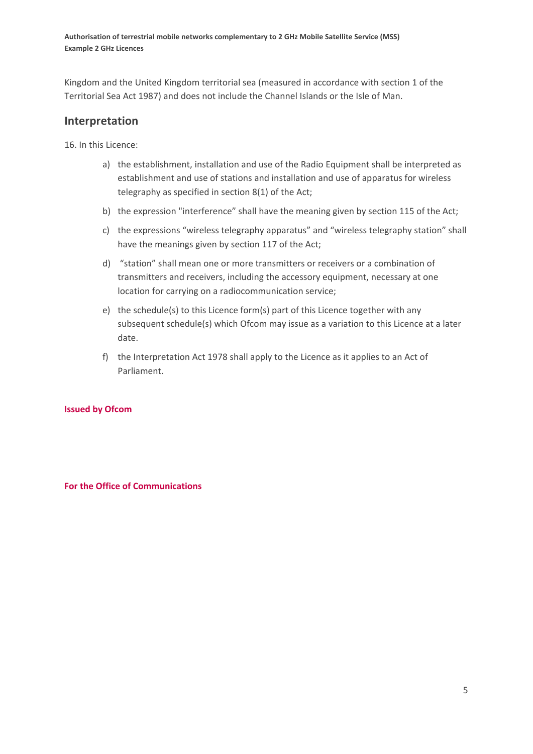Kingdom and the United Kingdom territorial sea (measured in accordance with section 1 of the Territorial Sea Act 1987) and does not include the Channel Islands or the Isle of Man.

## Interpretation

16. In this Licence:

a) the establishment, installation and use of the Radio Equipment shall be interpreted as establishment and use of stations and installation and use of apparatus for wireless telegraphy as specified in section 8(1) of the Act;

b) the expression "interference" shall have the meaning given by section 115 of the Act;

c) the expressions "wireless telegraphy apparatus" and "wireless telegraphy station" shall have the meanings given by section 117 of the Act;

d) "station" shall mean one or more transmitters or receivers or a combination of transmitters and receivers, including the accessory equipment, necessary at one location for carrying on a radiocommunication service;

e) the schedule(s) to this Licence form(s) part of this Licence together with any subsequent schedule(s) which Ofcom may issue as a variation to this Licence at a later date.

f) the Interpretation Act 1978 shall apply to the Licence as it applies to an Act of Parliament.

**Issued by Ofcom**

**For the Office of Communications**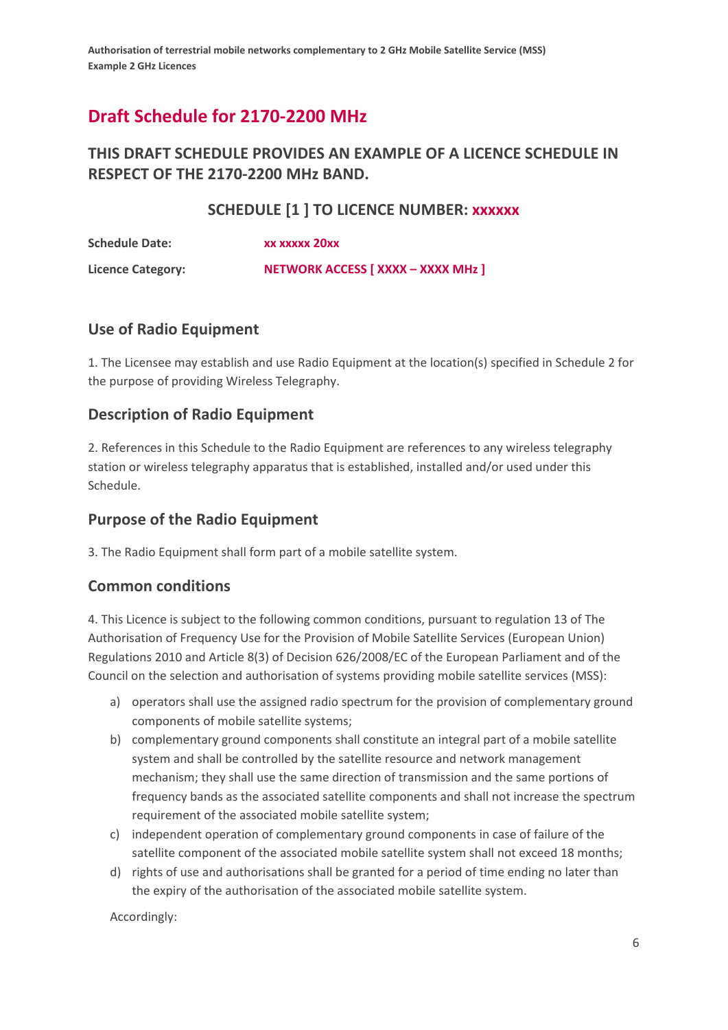# Draft Schedule for 2170-2200 MHz

## THIS DRAFT SCHEDULE PROVIDES AN EXAMPLE OF A LICENCE SCHEDULE IN RESPECT OF THE 2170-2200 MHz BAND.

### SCHEDULE [1 ] TO LICENCE NUMBER: xxxxxx

**Schedule Date:** xx xxxxx 20xx

**Licence Category:** NETWORK ACCESS [ XXXX – XXXX MHz ]

## Use of Radio Equipment

1. The Licensee may establish and use Radio Equipment at the location(s) specified in Schedule 2 for the purpose of providing Wireless Telegraphy.

## Description of Radio Equipment

2. References in this Schedule to the Radio Equipment are references to any wireless telegraphy station or wireless telegraphy apparatus that is established, installed and/or used under this Schedule.

## Purpose of the Radio Equipment

3. The Radio Equipment shall form part of a mobile satellite system.

## Common conditions

4. This Licence is subject to the following common conditions, pursuant to regulation 13 of The Authorisation of Frequency Use for the Provision of Mobile Satellite Services (European Union) Regulations 2010 and Article 8(3) of Decision 626/2008/EC of the European Parliament and of the Council on the selection and authorisation of systems providing mobile satellite services (MSS):

a) operators shall use the assigned radio spectrum for the provision of complementary ground components of mobile satellite systems;
b) complementary ground components shall constitute an integral part of a mobile satellite system and shall be controlled by the satellite resource and network management mechanism; they shall use the same direction of transmission and the same portions of frequency bands as the associated satellite components and shall not increase the spectrum requirement of the associated mobile satellite system;
c) independent operation of complementary ground components in case of failure of the satellite component of the associated mobile satellite system shall not exceed 18 months;
d) rights of use and authorisations shall be granted for a period of time ending no later than the expiry of the authorisation of the associated mobile satellite system.

Accordingly: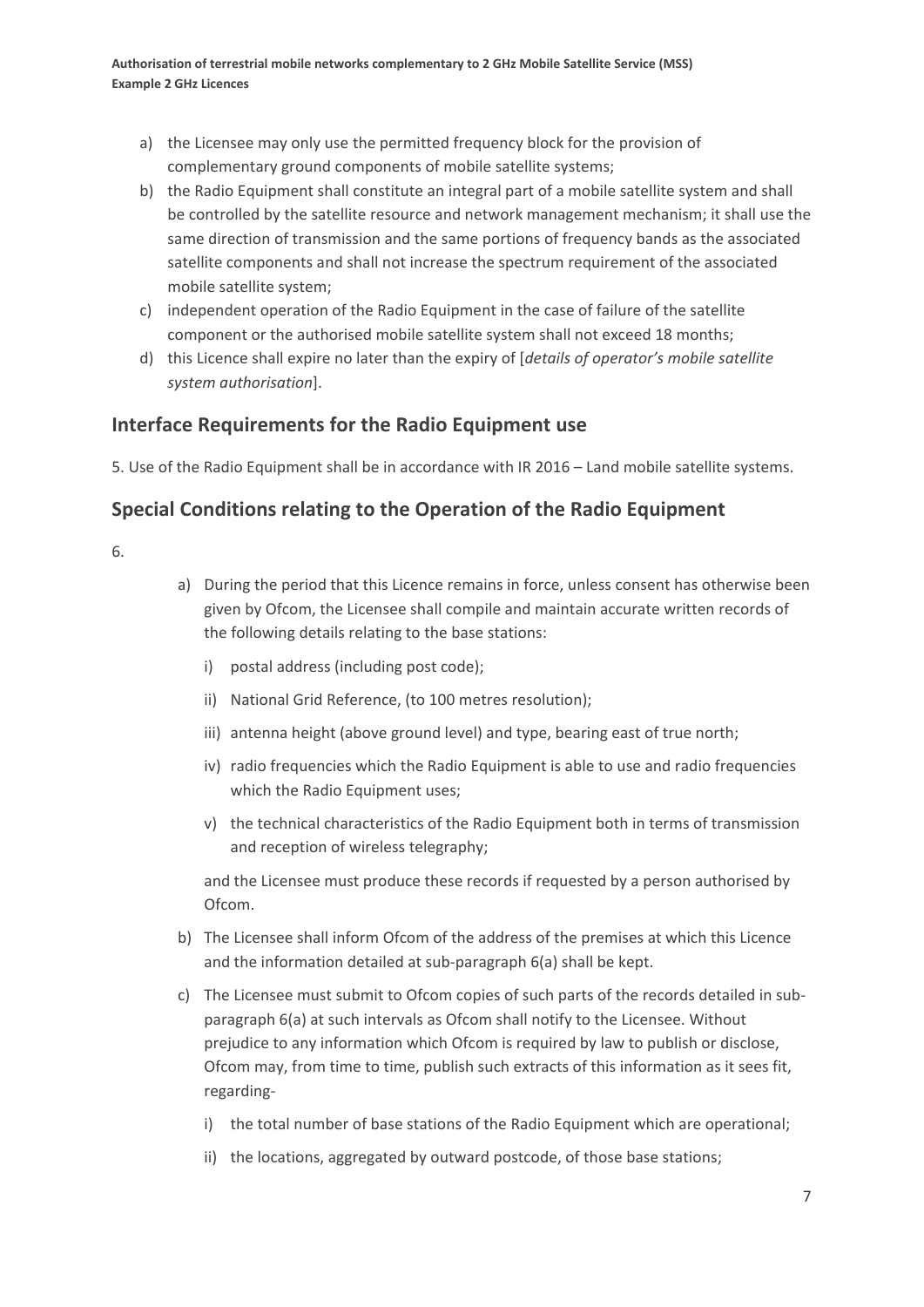a) the Licensee may only use the permitted frequency block for the provision of complementary ground components of mobile satellite systems;
b) the Radio Equipment shall constitute an integral part of a mobile satellite system and shall be controlled by the satellite resource and network management mechanism; it shall use the same direction of transmission and the same portions of frequency bands as the associated satellite components and shall not increase the spectrum requirement of the associated mobile satellite system;
c) independent operation of the Radio Equipment in the case of failure of the satellite component or the authorised mobile satellite system shall not exceed 18 months;
d) this Licence shall expire no later than the expiry of [*details of operator's mobile satellite system authorisation*].

## Interface Requirements for the Radio Equipment use

5. Use of the Radio Equipment shall be in accordance with IR 2016 – Land mobile satellite systems.

## Special Conditions relating to the Operation of the Radio Equipment

6.

a) During the period that this Licence remains in force, unless consent has otherwise been given by Ofcom, the Licensee shall compile and maintain accurate written records of the following details relating to the base stations:
   i) postal address (including post code);
   ii) National Grid Reference, (to 100 metres resolution);
   iii) antenna height (above ground level) and type, bearing east of true north;
   iv) radio frequencies which the Radio Equipment is able to use and radio frequencies which the Radio Equipment uses;
   v) the technical characteristics of the Radio Equipment both in terms of transmission and reception of wireless telegraphy;

   and the Licensee must produce these records if requested by a person authorised by Ofcom.
b) The Licensee shall inform Ofcom of the address of the premises at which this Licence and the information detailed at sub-paragraph 6(a) shall be kept.
c) The Licensee must submit to Ofcom copies of such parts of the records detailed in sub-paragraph 6(a) at such intervals as Ofcom shall notify to the Licensee. Without prejudice to any information which Ofcom is required by law to publish or disclose, Ofcom may, from time to time, publish such extracts of this information as it sees fit, regarding-
   i) the total number of base stations of the Radio Equipment which are operational;
   ii) the locations, aggregated by outward postcode, of those base stations;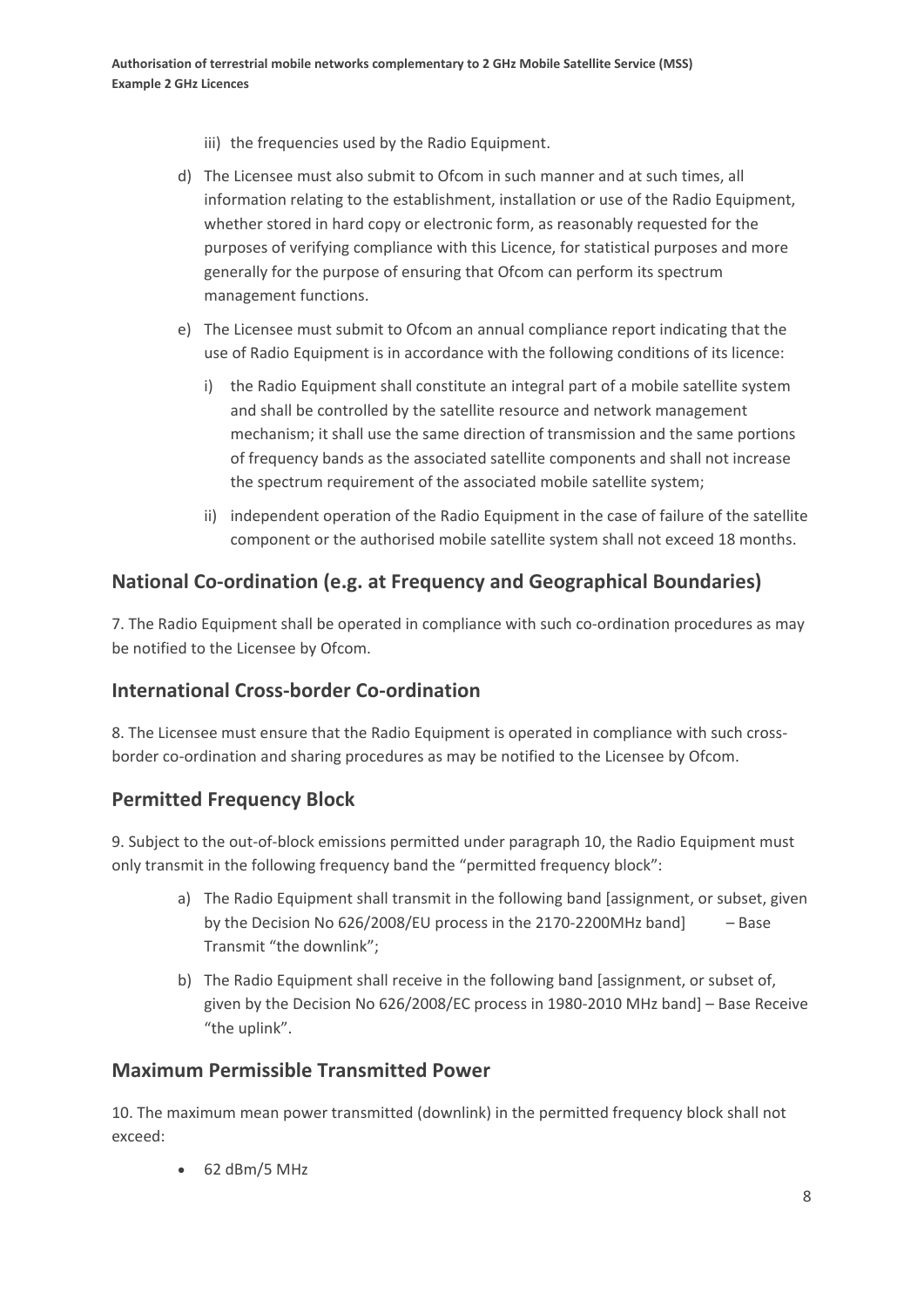iii) the frequencies used by the Radio Equipment.

d) The Licensee must also submit to Ofcom in such manner and at such times, all information relating to the establishment, installation or use of the Radio Equipment, whether stored in hard copy or electronic form, as reasonably requested for the purposes of verifying compliance with this Licence, for statistical purposes and more generally for the purpose of ensuring that Ofcom can perform its spectrum management functions.

e) The Licensee must submit to Ofcom an annual compliance report indicating that the use of Radio Equipment is in accordance with the following conditions of its licence:

   i) the Radio Equipment shall constitute an integral part of a mobile satellite system and shall be controlled by the satellite resource and network management mechanism; it shall use the same direction of transmission and the same portions of frequency bands as the associated satellite components and shall not increase the spectrum requirement of the associated mobile satellite system;

   ii) independent operation of the Radio Equipment in the case of failure of the satellite component or the authorised mobile satellite system shall not exceed 18 months.

## National Co-ordination (e.g. at Frequency and Geographical Boundaries)

7. The Radio Equipment shall be operated in compliance with such co-ordination procedures as may be notified to the Licensee by Ofcom.

## International Cross-border Co-ordination

8. The Licensee must ensure that the Radio Equipment is operated in compliance with such cross-border co-ordination and sharing procedures as may be notified to the Licensee by Ofcom.

## Permitted Frequency Block

9. Subject to the out-of-block emissions permitted under paragraph 10, the Radio Equipment must only transmit in the following frequency band the "permitted frequency block":

a) The Radio Equipment shall transmit in the following band [assignment, or subset, given by the Decision No 626/2008/EU process in the 2170-2200MHz band] – Base Transmit "the downlink";

b) The Radio Equipment shall receive in the following band [assignment, or subset of, given by the Decision No 626/2008/EC process in 1980-2010 MHz band] – Base Receive "the uplink".

## Maximum Permissible Transmitted Power

10. The maximum mean power transmitted (downlink) in the permitted frequency block shall not exceed:

- 62 dBm/5 MHz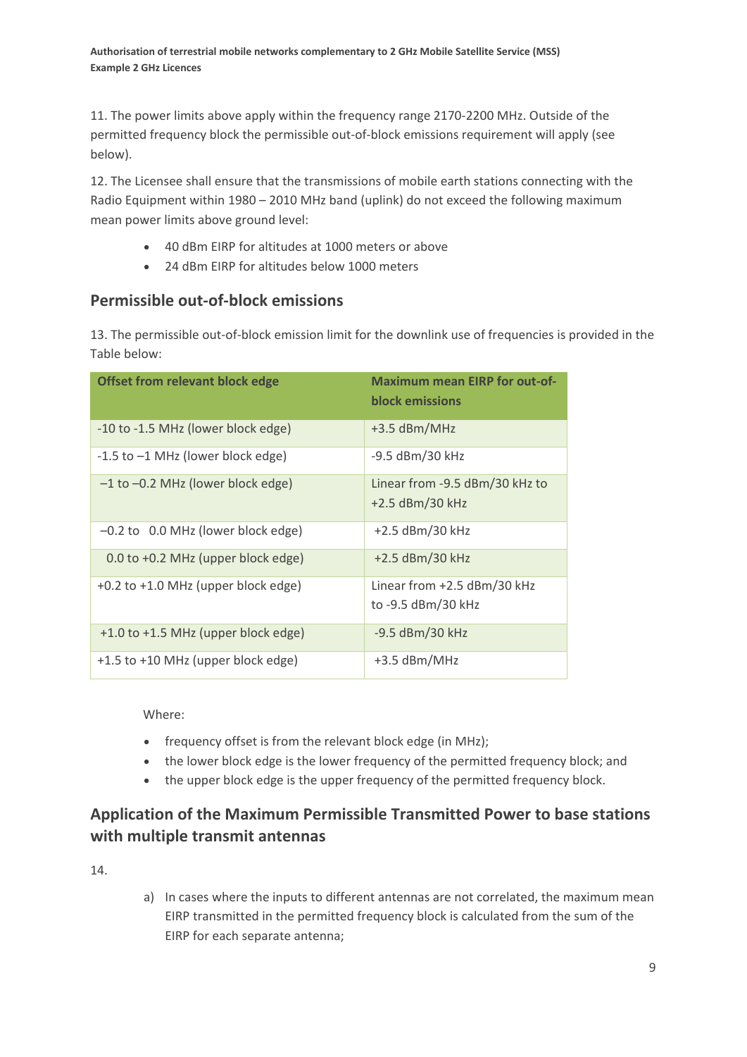11. The power limits above apply within the frequency range 2170-2200 MHz. Outside of the permitted frequency block the permissible out-of-block emissions requirement will apply (see below).

12. The Licensee shall ensure that the transmissions of mobile earth stations connecting with the Radio Equipment within 1980 – 2010 MHz band (uplink) do not exceed the following maximum mean power limits above ground level:

- 40 dBm EIRP for altitudes at 1000 meters or above
- 24 dBm EIRP for altitudes below 1000 meters

## Permissible out-of-block emissions

13. The permissible out-of-block emission limit for the downlink use of frequencies is provided in the Table below:

| Offset from relevant block edge | Maximum mean EIRP for out-of-block emissions |
|---|---|
| -10 to -1.5 MHz (lower block edge) | +3.5 dBm/MHz |
| -1.5 to –1 MHz (lower block edge) | -9.5 dBm/30 kHz |
| –1 to –0.2 MHz (lower block edge) | Linear from -9.5 dBm/30 kHz to +2.5 dBm/30 kHz |
| –0.2 to 0.0 MHz (lower block edge) | +2.5 dBm/30 kHz |
| 0.0 to +0.2 MHz (upper block edge) | +2.5 dBm/30 kHz |
| +0.2 to +1.0 MHz (upper block edge) | Linear from +2.5 dBm/30 kHz to -9.5 dBm/30 kHz |
| +1.0 to +1.5 MHz (upper block edge) | -9.5 dBm/30 kHz |
| +1.5 to +10 MHz (upper block edge) | +3.5 dBm/MHz |

Where:

- frequency offset is from the relevant block edge (in MHz);
- the lower block edge is the lower frequency of the permitted frequency block; and
- the upper block edge is the upper frequency of the permitted frequency block.

## Application of the Maximum Permissible Transmitted Power to base stations with multiple transmit antennas

14.

a) In cases where the inputs to different antennas are not correlated, the maximum mean EIRP transmitted in the permitted frequency block is calculated from the sum of the EIRP for each separate antenna;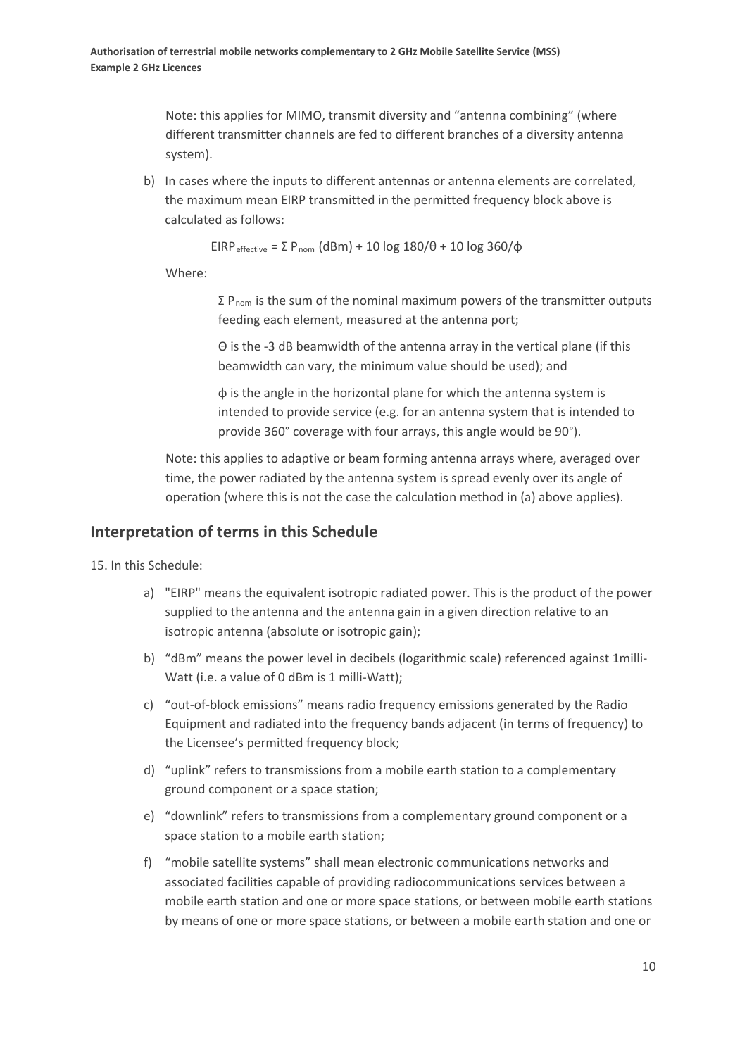Note: this applies for MIMO, transmit diversity and "antenna combining" (where different transmitter channels are fed to different branches of a diversity antenna system).

b) In cases where the inputs to different antennas or antenna elements are correlated, the maximum mean EIRP transmitted in the permitted frequency block above is calculated as follows:

$$EIRP_{effective} = \Sigma P_{nom} \text{ (dBm)} + 10 \log 180/\theta + 10 \log 360/\phi$$

Where:

$\Sigma P_{nom}$ is the sum of the nominal maximum powers of the transmitter outputs feeding each element, measured at the antenna port;

$\Theta$ is the -3 dB beamwidth of the antenna array in the vertical plane (if this beamwidth can vary, the minimum value should be used); and

$\phi$ is the angle in the horizontal plane for which the antenna system is intended to provide service (e.g. for an antenna system that is intended to provide 360° coverage with four arrays, this angle would be 90°).

Note: this applies to adaptive or beam forming antenna arrays where, averaged over time, the power radiated by the antenna system is spread evenly over its angle of operation (where this is not the case the calculation method in (a) above applies).

## Interpretation of terms in this Schedule

15. In this Schedule:

a) "EIRP" means the equivalent isotropic radiated power. This is the product of the power supplied to the antenna and the antenna gain in a given direction relative to an isotropic antenna (absolute or isotropic gain);

b) "dBm" means the power level in decibels (logarithmic scale) referenced against 1milli-Watt (i.e. a value of 0 dBm is 1 milli-Watt);

c) "out-of-block emissions" means radio frequency emissions generated by the Radio Equipment and radiated into the frequency bands adjacent (in terms of frequency) to the Licensee's permitted frequency block;

d) "uplink" refers to transmissions from a mobile earth station to a complementary ground component or a space station;

e) "downlink" refers to transmissions from a complementary ground component or a space station to a mobile earth station;

f) "mobile satellite systems" shall mean electronic communications networks and associated facilities capable of providing radiocommunications services between a mobile earth station and one or more space stations, or between mobile earth stations by means of one or more space stations, or between a mobile earth station and one or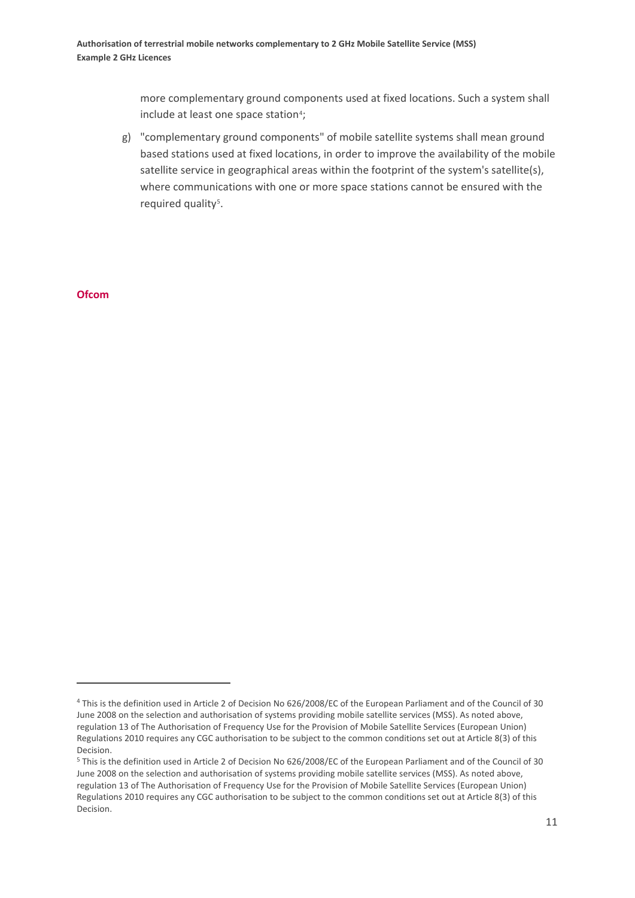more complementary ground components used at fixed locations. Such a system shall include at least one space station[4];

g) "complementary ground components" of mobile satellite systems shall mean ground based stations used at fixed locations, in order to improve the availability of the mobile satellite service in geographical areas within the footprint of the system's satellite(s), where communications with one or more space stations cannot be ensured with the required quality[5].

**Ofcom**

---

[4] This is the definition used in Article 2 of Decision No 626/2008/EC of the European Parliament and of the Council of 30 June 2008 on the selection and authorisation of systems providing mobile satellite services (MSS). As noted above, regulation 13 of The Authorisation of Frequency Use for the Provision of Mobile Satellite Services (European Union) Regulations 2010 requires any CGC authorisation to be subject to the common conditions set out at Article 8(3) of this Decision.

[5] This is the definition used in Article 2 of Decision No 626/2008/EC of the European Parliament and of the Council of 30 June 2008 on the selection and authorisation of systems providing mobile satellite services (MSS). As noted above, regulation 13 of The Authorisation of Frequency Use for the Provision of Mobile Satellite Services (European Union) Regulations 2010 requires any CGC authorisation to be subject to the common conditions set out at Article 8(3) of this Decision.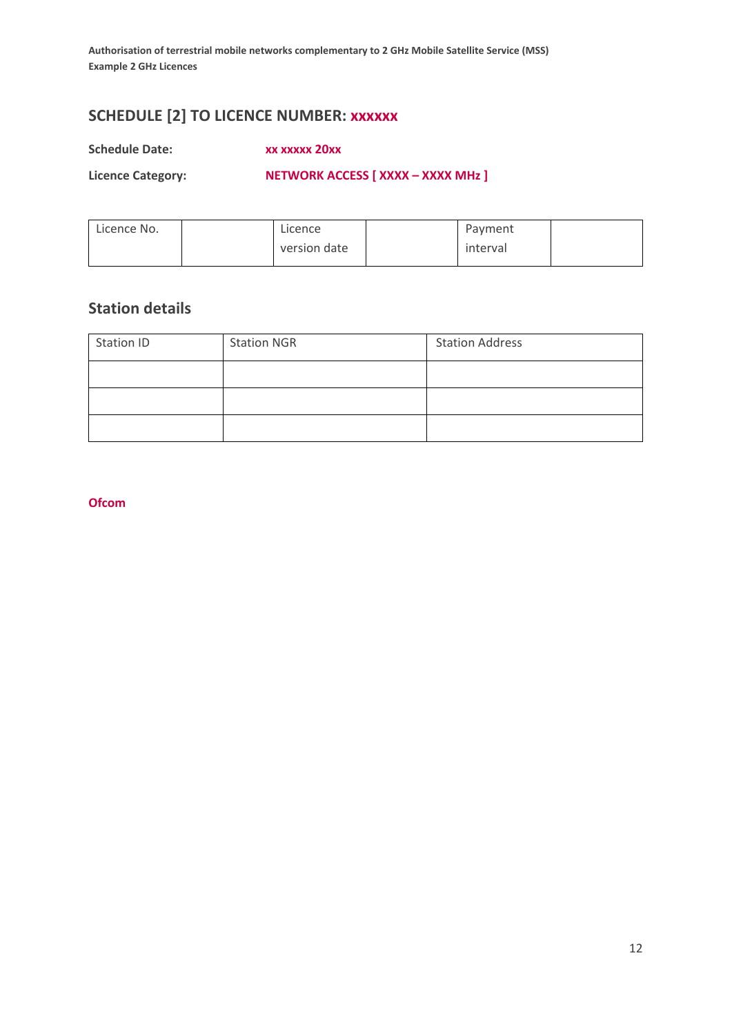## SCHEDULE [2] TO LICENCE NUMBER: xxxxxx

**Schedule Date:** **xx xxxxx 20xx**

**Licence Category:** **NETWORK ACCESS [ XXXX – XXXX MHz ]**

| Licence No. | | Licence version date | | Payment interval | |
|---|---|---|---|---|---|

## Station details

| Station ID | Station NGR | Station Address |
|---|---|---|
| | | |
| | | |
| | | |

**Ofcom**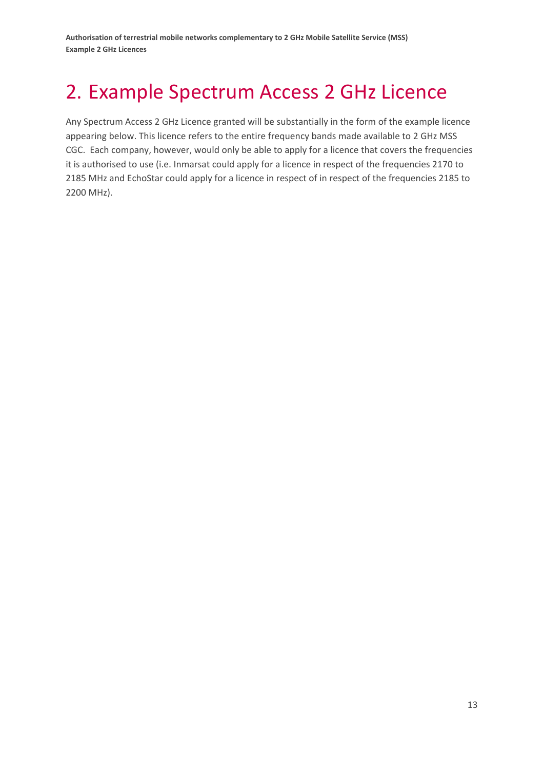# 2. Example Spectrum Access 2 GHz Licence

Any Spectrum Access 2 GHz Licence granted will be substantially in the form of the example licence appearing below. This licence refers to the entire frequency bands made available to 2 GHz MSS CGC. Each company, however, would only be able to apply for a licence that covers the frequencies it is authorised to use (i.e. Inmarsat could apply for a licence in respect of the frequencies 2170 to 2185 MHz and EchoStar could apply for a licence in respect of in respect of the frequencies 2185 to 2200 MHz).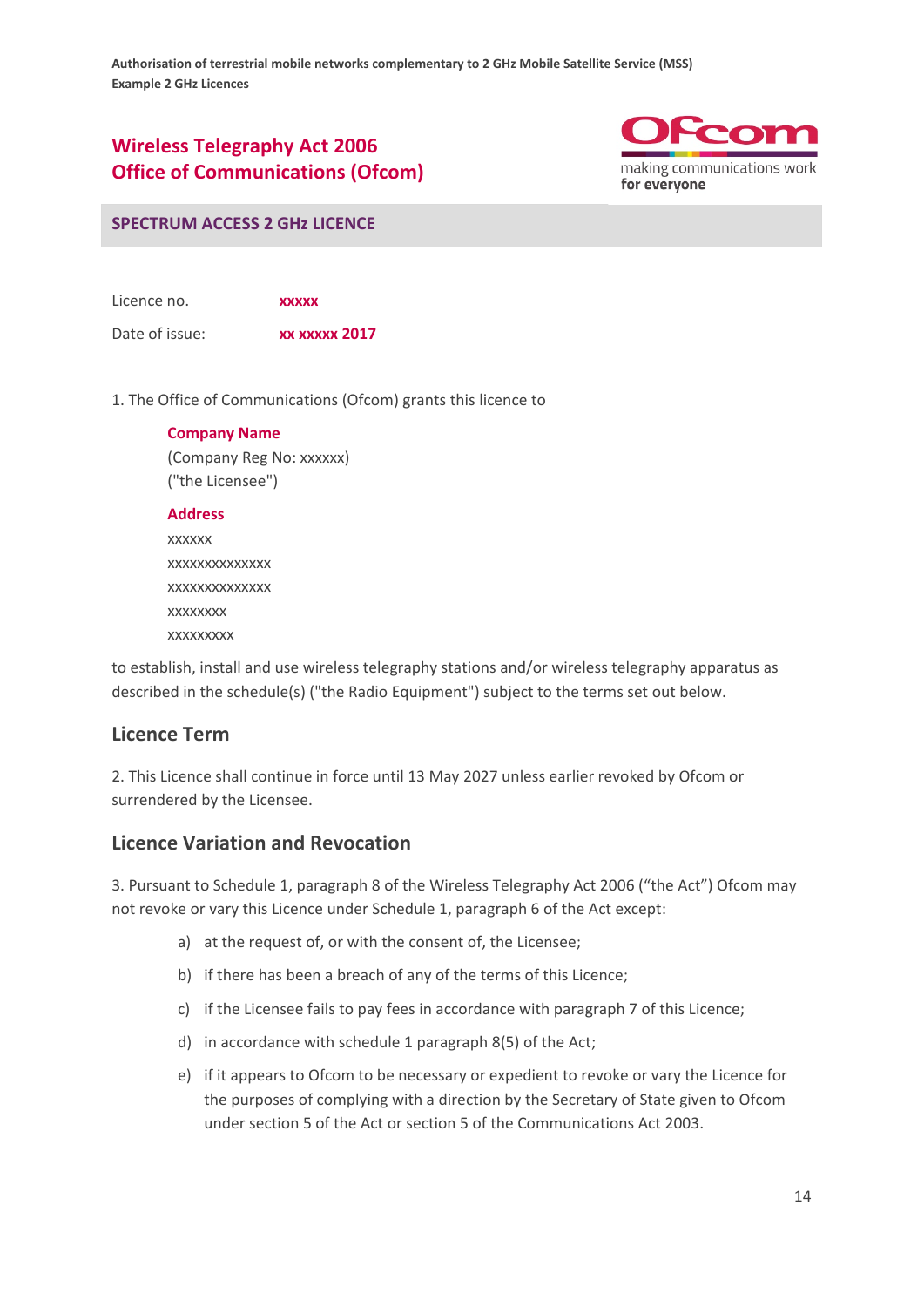# Wireless Telegraphy Act 2006
# Office of Communications (Ofcom)

## SPECTRUM ACCESS 2 GHz LICENCE

Licence no. **xxxxx**

Date of issue: **xx xxxxx 2017**

1. The Office of Communications (Ofcom) grants this licence to

 **Company Name**
 (Company Reg No: xxxxxx)
 ("the Licensee")

 **Address**
 xxxxxx
 xxxxxxxxxxxxxx
 xxxxxxxxxxxxxx
 xxxxxxxx
 xxxxxxxxx

to establish, install and use wireless telegraphy stations and/or wireless telegraphy apparatus as described in the schedule(s) ("the Radio Equipment") subject to the terms set out below.

## Licence Term

2. This Licence shall continue in force until 13 May 2027 unless earlier revoked by Ofcom or surrendered by the Licensee.

## Licence Variation and Revocation

3. Pursuant to Schedule 1, paragraph 8 of the Wireless Telegraphy Act 2006 ("the Act") Ofcom may not revoke or vary this Licence under Schedule 1, paragraph 6 of the Act except:

 a) at the request of, or with the consent of, the Licensee;

 b) if there has been a breach of any of the terms of this Licence;

 c) if the Licensee fails to pay fees in accordance with paragraph 7 of this Licence;

 d) in accordance with schedule 1 paragraph 8(5) of the Act;

 e) if it appears to Ofcom to be necessary or expedient to revoke or vary the Licence for the purposes of complying with a direction by the Secretary of State given to Ofcom under section 5 of the Act or section 5 of the Communications Act 2003.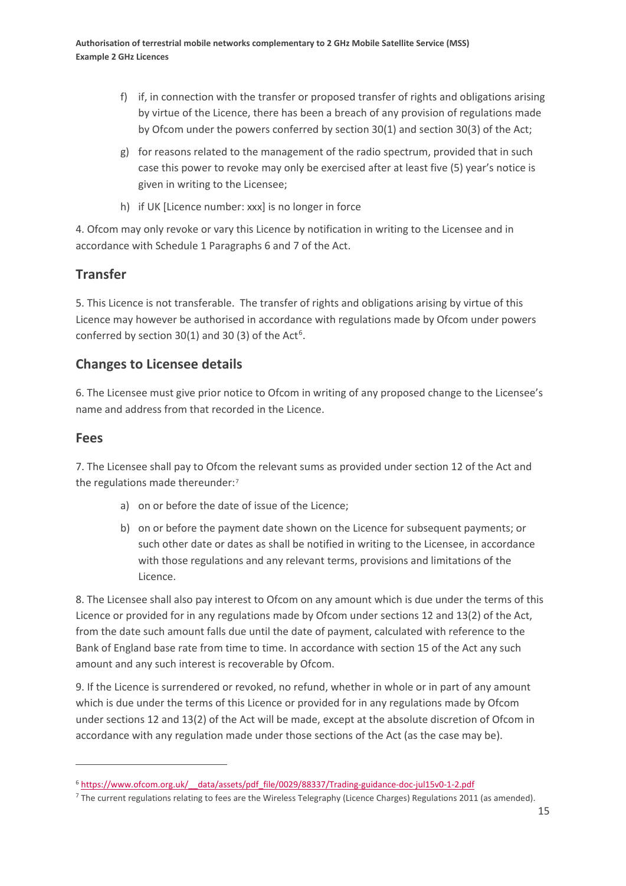f) if, in connection with the transfer or proposed transfer of rights and obligations arising by virtue of the Licence, there has been a breach of any provision of regulations made by Ofcom under the powers conferred by section 30(1) and section 30(3) of the Act;

g) for reasons related to the management of the radio spectrum, provided that in such case this power to revoke may only be exercised after at least five (5) year's notice is given in writing to the Licensee;

h) if UK [Licence number: xxx] is no longer in force

4. Ofcom may only revoke or vary this Licence by notification in writing to the Licensee and in accordance with Schedule 1 Paragraphs 6 and 7 of the Act.

## Transfer

5. This Licence is not transferable. The transfer of rights and obligations arising by virtue of this Licence may however be authorised in accordance with regulations made by Ofcom under powers conferred by section 30(1) and 30 (3) of the Act[6].

## Changes to Licensee details

6. The Licensee must give prior notice to Ofcom in writing of any proposed change to the Licensee's name and address from that recorded in the Licence.

## Fees

7. The Licensee shall pay to Ofcom the relevant sums as provided under section 12 of the Act and the regulations made thereunder:[7]

a) on or before the date of issue of the Licence;

b) on or before the payment date shown on the Licence for subsequent payments; or such other date or dates as shall be notified in writing to the Licensee, in accordance with those regulations and any relevant terms, provisions and limitations of the Licence.

8. The Licensee shall also pay interest to Ofcom on any amount which is due under the terms of this Licence or provided for in any regulations made by Ofcom under sections 12 and 13(2) of the Act, from the date such amount falls due until the date of payment, calculated with reference to the Bank of England base rate from time to time. In accordance with section 15 of the Act any such amount and any such interest is recoverable by Ofcom.

9. If the Licence is surrendered or revoked, no refund, whether in whole or in part of any amount which is due under the terms of this Licence or provided for in any regulations made by Ofcom under sections 12 and 13(2) of the Act will be made, except at the absolute discretion of Ofcom in accordance with any regulation made under those sections of the Act (as the case may be).

---

[6] https://www.ofcom.org.uk/__data/assets/pdf_file/0029/88337/Trading-guidance-doc-jul15v0-1-2.pdf

[7] The current regulations relating to fees are the Wireless Telegraphy (Licence Charges) Regulations 2011 (as amended).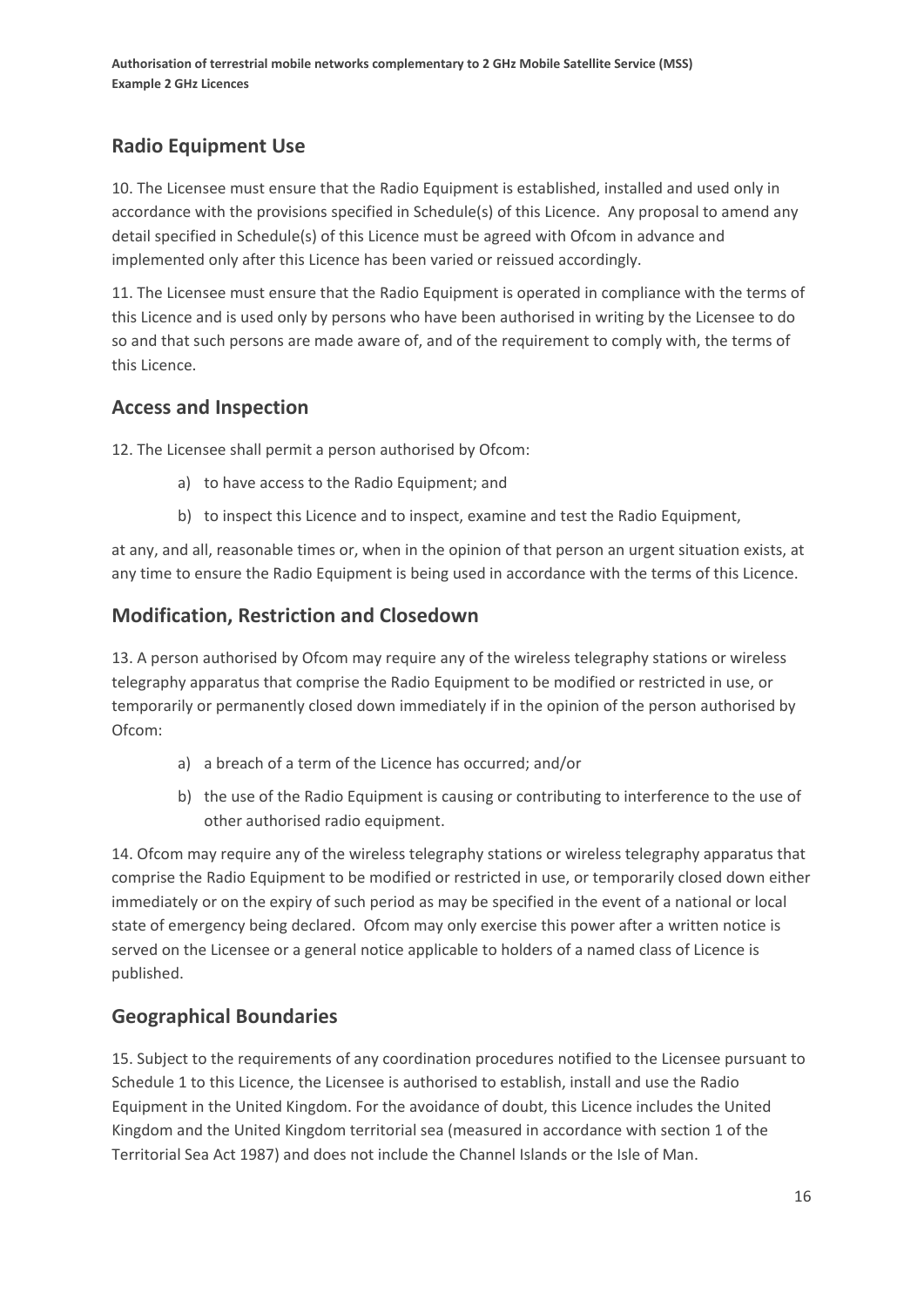## Radio Equipment Use

10. The Licensee must ensure that the Radio Equipment is established, installed and used only in accordance with the provisions specified in Schedule(s) of this Licence. Any proposal to amend any detail specified in Schedule(s) of this Licence must be agreed with Ofcom in advance and implemented only after this Licence has been varied or reissued accordingly.

11. The Licensee must ensure that the Radio Equipment is operated in compliance with the terms of this Licence and is used only by persons who have been authorised in writing by the Licensee to do so and that such persons are made aware of, and of the requirement to comply with, the terms of this Licence.

## Access and Inspection

12. The Licensee shall permit a person authorised by Ofcom:

a) to have access to the Radio Equipment; and

b) to inspect this Licence and to inspect, examine and test the Radio Equipment,

at any, and all, reasonable times or, when in the opinion of that person an urgent situation exists, at any time to ensure the Radio Equipment is being used in accordance with the terms of this Licence.

## Modification, Restriction and Closedown

13. A person authorised by Ofcom may require any of the wireless telegraphy stations or wireless telegraphy apparatus that comprise the Radio Equipment to be modified or restricted in use, or temporarily or permanently closed down immediately if in the opinion of the person authorised by Ofcom:

a) a breach of a term of the Licence has occurred; and/or

b) the use of the Radio Equipment is causing or contributing to interference to the use of other authorised radio equipment.

14. Ofcom may require any of the wireless telegraphy stations or wireless telegraphy apparatus that comprise the Radio Equipment to be modified or restricted in use, or temporarily closed down either immediately or on the expiry of such period as may be specified in the event of a national or local state of emergency being declared. Ofcom may only exercise this power after a written notice is served on the Licensee or a general notice applicable to holders of a named class of Licence is published.

## Geographical Boundaries

15. Subject to the requirements of any coordination procedures notified to the Licensee pursuant to Schedule 1 to this Licence, the Licensee is authorised to establish, install and use the Radio Equipment in the United Kingdom. For the avoidance of doubt, this Licence includes the United Kingdom and the United Kingdom territorial sea (measured in accordance with section 1 of the Territorial Sea Act 1987) and does not include the Channel Islands or the Isle of Man.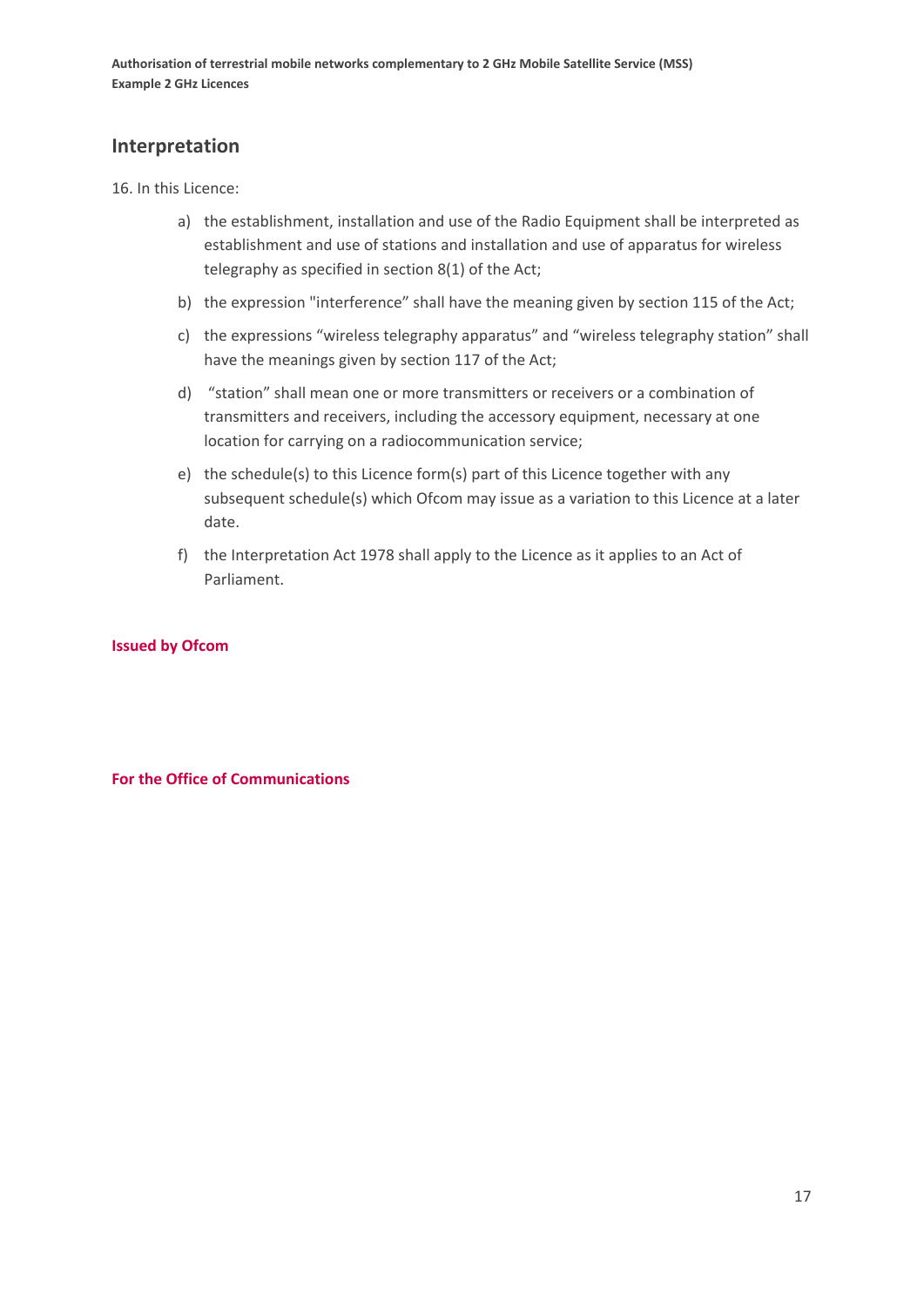## Interpretation

16. In this Licence:

a) the establishment, installation and use of the Radio Equipment shall be interpreted as establishment and use of stations and installation and use of apparatus for wireless telegraphy as specified in section 8(1) of the Act;

b) the expression "interference" shall have the meaning given by section 115 of the Act;

c) the expressions "wireless telegraphy apparatus" and "wireless telegraphy station" shall have the meanings given by section 117 of the Act;

d) "station" shall mean one or more transmitters or receivers or a combination of transmitters and receivers, including the accessory equipment, necessary at one location for carrying on a radiocommunication service;

e) the schedule(s) to this Licence form(s) part of this Licence together with any subsequent schedule(s) which Ofcom may issue as a variation to this Licence at a later date.

f) the Interpretation Act 1978 shall apply to the Licence as it applies to an Act of Parliament.

**Issued by Ofcom**

**For the Office of Communications**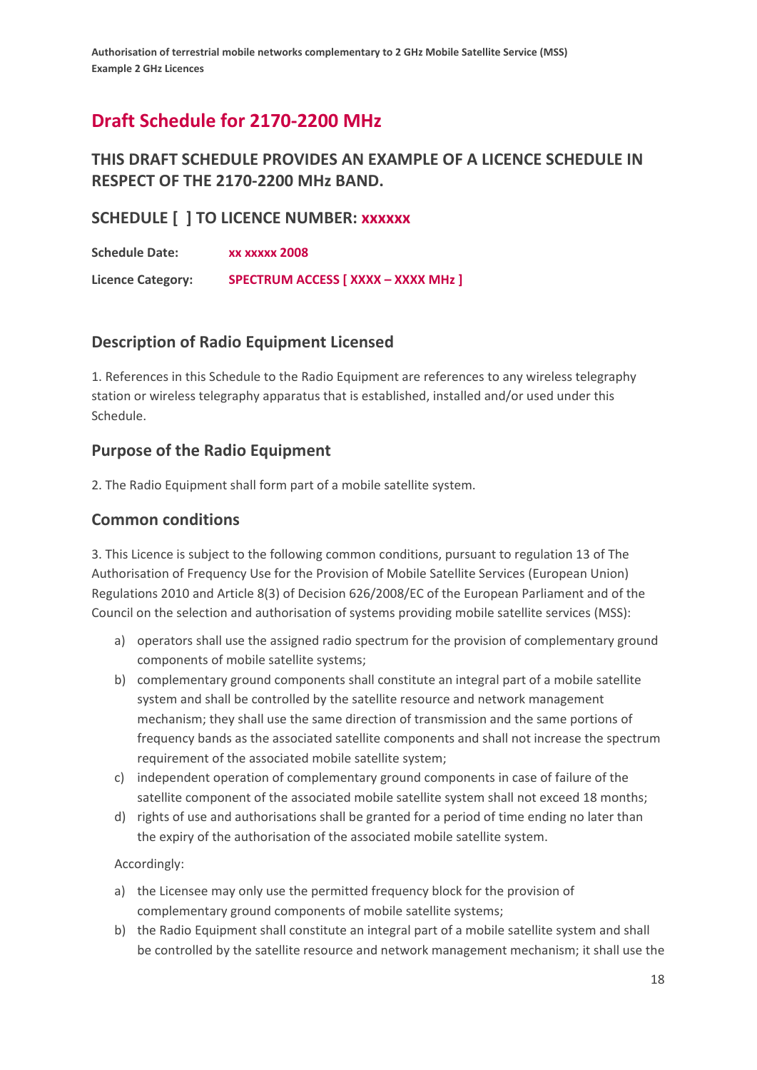# Draft Schedule for 2170-2200 MHz

## THIS DRAFT SCHEDULE PROVIDES AN EXAMPLE OF A LICENCE SCHEDULE IN RESPECT OF THE 2170-2200 MHz BAND.

## SCHEDULE [ ] TO LICENCE NUMBER: xxxxxx

**Schedule Date:** **xx xxxxx 2008**

**Licence Category:** **SPECTRUM ACCESS [ XXXX – XXXX MHz ]**

### Description of Radio Equipment Licensed

1. References in this Schedule to the Radio Equipment are references to any wireless telegraphy station or wireless telegraphy apparatus that is established, installed and/or used under this Schedule.

### Purpose of the Radio Equipment

2. The Radio Equipment shall form part of a mobile satellite system.

### Common conditions

3. This Licence is subject to the following common conditions, pursuant to regulation 13 of The Authorisation of Frequency Use for the Provision of Mobile Satellite Services (European Union) Regulations 2010 and Article 8(3) of Decision 626/2008/EC of the European Parliament and of the Council on the selection and authorisation of systems providing mobile satellite services (MSS):

a) operators shall use the assigned radio spectrum for the provision of complementary ground components of mobile satellite systems;
b) complementary ground components shall constitute an integral part of a mobile satellite system and shall be controlled by the satellite resource and network management mechanism; they shall use the same direction of transmission and the same portions of frequency bands as the associated satellite components and shall not increase the spectrum requirement of the associated mobile satellite system;
c) independent operation of complementary ground components in case of failure of the satellite component of the associated mobile satellite system shall not exceed 18 months;
d) rights of use and authorisations shall be granted for a period of time ending no later than the expiry of the authorisation of the associated mobile satellite system.

Accordingly:

a) the Licensee may only use the permitted frequency block for the provision of complementary ground components of mobile satellite systems;
b) the Radio Equipment shall constitute an integral part of a mobile satellite system and shall be controlled by the satellite resource and network management mechanism; it shall use the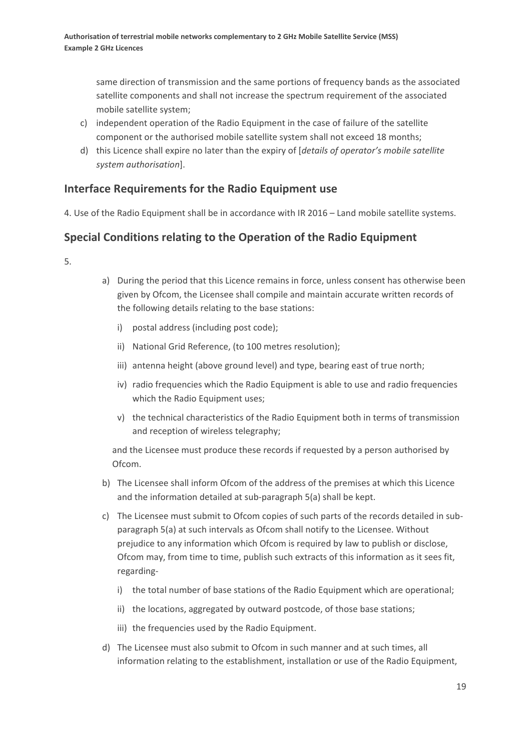same direction of transmission and the same portions of frequency bands as the associated satellite components and shall not increase the spectrum requirement of the associated mobile satellite system;

c) independent operation of the Radio Equipment in the case of failure of the satellite component or the authorised mobile satellite system shall not exceed 18 months;

d) this Licence shall expire no later than the expiry of [*details of operator's mobile satellite system authorisation*].

## Interface Requirements for the Radio Equipment use

4. Use of the Radio Equipment shall be in accordance with IR 2016 – Land mobile satellite systems.

## Special Conditions relating to the Operation of the Radio Equipment

5.

a) During the period that this Licence remains in force, unless consent has otherwise been given by Ofcom, the Licensee shall compile and maintain accurate written records of the following details relating to the base stations:

   i) postal address (including post code);

   ii) National Grid Reference, (to 100 metres resolution);

   iii) antenna height (above ground level) and type, bearing east of true north;

   iv) radio frequencies which the Radio Equipment is able to use and radio frequencies which the Radio Equipment uses;

   v) the technical characteristics of the Radio Equipment both in terms of transmission and reception of wireless telegraphy;

   and the Licensee must produce these records if requested by a person authorised by Ofcom.

b) The Licensee shall inform Ofcom of the address of the premises at which this Licence and the information detailed at sub-paragraph 5(a) shall be kept.

c) The Licensee must submit to Ofcom copies of such parts of the records detailed in sub-paragraph 5(a) at such intervals as Ofcom shall notify to the Licensee. Without prejudice to any information which Ofcom is required by law to publish or disclose, Ofcom may, from time to time, publish such extracts of this information as it sees fit, regarding-

   i) the total number of base stations of the Radio Equipment which are operational;

   ii) the locations, aggregated by outward postcode, of those base stations;

   iii) the frequencies used by the Radio Equipment.

d) The Licensee must also submit to Ofcom in such manner and at such times, all information relating to the establishment, installation or use of the Radio Equipment,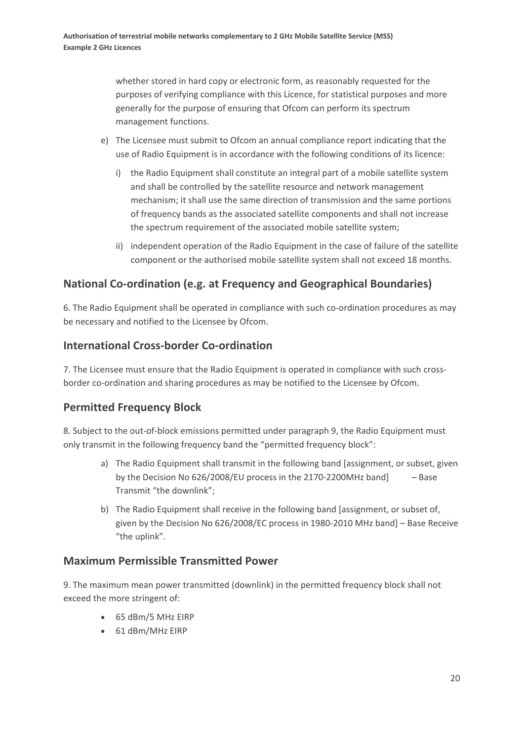whether stored in hard copy or electronic form, as reasonably requested for the purposes of verifying compliance with this Licence, for statistical purposes and more generally for the purpose of ensuring that Ofcom can perform its spectrum management functions.

e) The Licensee must submit to Ofcom an annual compliance report indicating that the use of Radio Equipment is in accordance with the following conditions of its licence:

   i) the Radio Equipment shall constitute an integral part of a mobile satellite system and shall be controlled by the satellite resource and network management mechanism; it shall use the same direction of transmission and the same portions of frequency bands as the associated satellite components and shall not increase the spectrum requirement of the associated mobile satellite system;

   ii) independent operation of the Radio Equipment in the case of failure of the satellite component or the authorised mobile satellite system shall not exceed 18 months.

## National Co-ordination (e.g. at Frequency and Geographical Boundaries)

6. The Radio Equipment shall be operated in compliance with such co-ordination procedures as may be necessary and notified to the Licensee by Ofcom.

## International Cross-border Co-ordination

7. The Licensee must ensure that the Radio Equipment is operated in compliance with such cross-border co-ordination and sharing procedures as may be notified to the Licensee by Ofcom.

## Permitted Frequency Block

8. Subject to the out-of-block emissions permitted under paragraph 9, the Radio Equipment must only transmit in the following frequency band the "permitted frequency block":

a) The Radio Equipment shall transmit in the following band [assignment, or subset, given by the Decision No 626/2008/EU process in the 2170-2200MHz band] – Base Transmit "the downlink";

b) The Radio Equipment shall receive in the following band [assignment, or subset of, given by the Decision No 626/2008/EC process in 1980-2010 MHz band] – Base Receive "the uplink".

## Maximum Permissible Transmitted Power

9. The maximum mean power transmitted (downlink) in the permitted frequency block shall not exceed the more stringent of:

- 65 dBm/5 MHz EIRP
- 61 dBm/MHz EIRP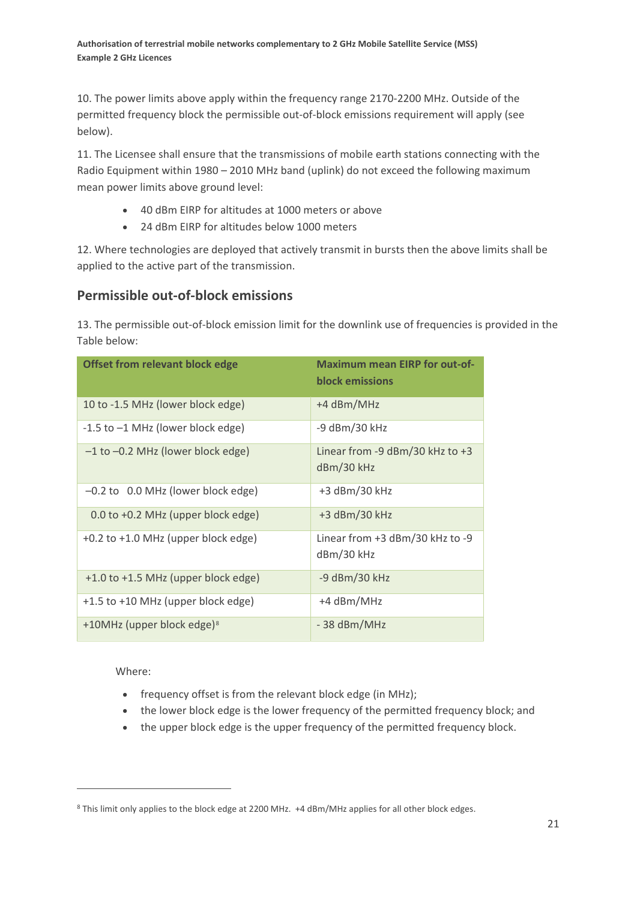10. The power limits above apply within the frequency range 2170-2200 MHz. Outside of the permitted frequency block the permissible out-of-block emissions requirement will apply (see below).

11. The Licensee shall ensure that the transmissions of mobile earth stations connecting with the Radio Equipment within 1980 – 2010 MHz band (uplink) do not exceed the following maximum mean power limits above ground level:

- 40 dBm EIRP for altitudes at 1000 meters or above
- 24 dBm EIRP for altitudes below 1000 meters

12. Where technologies are deployed that actively transmit in bursts then the above limits shall be applied to the active part of the transmission.

## Permissible out-of-block emissions

13. The permissible out-of-block emission limit for the downlink use of frequencies is provided in the Table below:

| Offset from relevant block edge | Maximum mean EIRP for out-of-block emissions |
|---|---|
| 10 to -1.5 MHz (lower block edge) | +4 dBm/MHz |
| -1.5 to –1 MHz (lower block edge) | -9 dBm/30 kHz |
| –1 to –0.2 MHz (lower block edge) | Linear from -9 dBm/30 kHz to +3 dBm/30 kHz |
| –0.2 to 0.0 MHz (lower block edge) | +3 dBm/30 kHz |
| 0.0 to +0.2 MHz (upper block edge) | +3 dBm/30 kHz |
| +0.2 to +1.0 MHz (upper block edge) | Linear from +3 dBm/30 kHz to -9 dBm/30 kHz |
| +1.0 to +1.5 MHz (upper block edge) | -9 dBm/30 kHz |
| +1.5 to +10 MHz (upper block edge) | +4 dBm/MHz |
| +10MHz (upper block edge)[8] | - 38 dBm/MHz |

Where:

- frequency offset is from the relevant block edge (in MHz);
- the lower block edge is the lower frequency of the permitted frequency block; and
- the upper block edge is the upper frequency of the permitted frequency block.

[8] This limit only applies to the block edge at 2200 MHz. +4 dBm/MHz applies for all other block edges.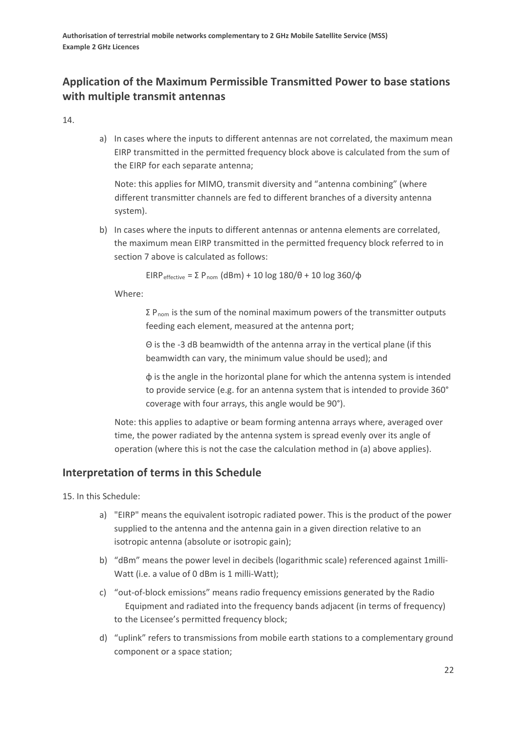## Application of the Maximum Permissible Transmitted Power to base stations with multiple transmit antennas

14.

a) In cases where the inputs to different antennas are not correlated, the maximum mean EIRP transmitted in the permitted frequency block above is calculated from the sum of the EIRP for each separate antenna;

   Note: this applies for MIMO, transmit diversity and "antenna combining" (where different transmitter channels are fed to different branches of a diversity antenna system).

b) In cases where the inputs to different antennas or antenna elements are correlated, the maximum mean EIRP transmitted in the permitted frequency block referred to in section 7 above is calculated as follows:

   $$EIRP_{effective} = \Sigma P_{nom} \text{ (dBm)} + 10 \log 180/\theta + 10 \log 360/\phi$$

   Where:

   $\Sigma P_{nom}$ is the sum of the nominal maximum powers of the transmitter outputs feeding each element, measured at the antenna port;

   $\Theta$ is the -3 dB beamwidth of the antenna array in the vertical plane (if this beamwidth can vary, the minimum value should be used); and

   $\phi$ is the angle in the horizontal plane for which the antenna system is intended to provide service (e.g. for an antenna system that is intended to provide 360° coverage with four arrays, this angle would be 90°).

   Note: this applies to adaptive or beam forming antenna arrays where, averaged over time, the power radiated by the antenna system is spread evenly over its angle of operation (where this is not the case the calculation method in (a) above applies).

## Interpretation of terms in this Schedule

15. In this Schedule:

a) "EIRP" means the equivalent isotropic radiated power. This is the product of the power supplied to the antenna and the antenna gain in a given direction relative to an isotropic antenna (absolute or isotropic gain);

b) "dBm" means the power level in decibels (logarithmic scale) referenced against 1milli-Watt (i.e. a value of 0 dBm is 1 milli-Watt);

c) "out-of-block emissions" means radio frequency emissions generated by the Radio Equipment and radiated into the frequency bands adjacent (in terms of frequency) to the Licensee's permitted frequency block;

d) "uplink" refers to transmissions from mobile earth stations to a complementary ground component or a space station;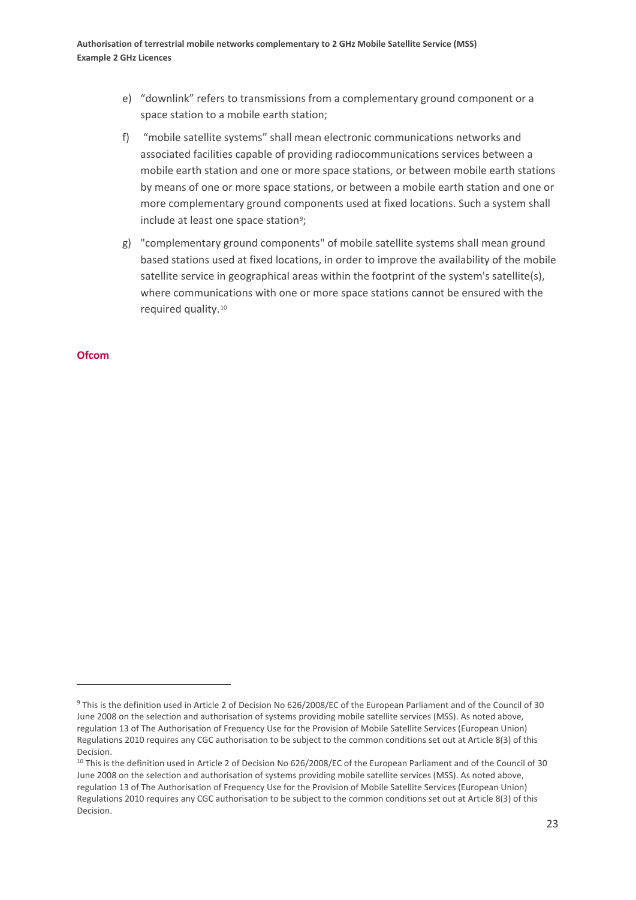e) “downlink” refers to transmissions from a complementary ground component or a space station to a mobile earth station;

f) “mobile satellite systems” shall mean electronic communications networks and associated facilities capable of providing radiocommunications services between a mobile earth station and one or more space stations, or between mobile earth stations by means of one or more space stations, or between a mobile earth station and one or more complementary ground components used at fixed locations. Such a system shall include at least one space station[9];

g) "complementary ground components" of mobile satellite systems shall mean ground based stations used at fixed locations, in order to improve the availability of the mobile satellite service in geographical areas within the footprint of the system's satellite(s), where communications with one or more space stations cannot be ensured with the required quality.[10]

---

[9] This is the definition used in Article 2 of Decision No 626/2008/EC of the European Parliament and of the Council of 30 June 2008 on the selection and authorisation of systems providing mobile satellite services (MSS). As noted above, regulation 13 of The Authorisation of Frequency Use for the Provision of Mobile Satellite Services (European Union) Regulations 2010 requires any CGC authorisation to be subject to the common conditions set out at Article 8(3) of this Decision.

[10] This is the definition used in Article 2 of Decision No 626/2008/EC of the European Parliament and of the Council of 30 June 2008 on the selection and authorisation of systems providing mobile satellite services (MSS). As noted above, regulation 13 of The Authorisation of Frequency Use for the Provision of Mobile Satellite Services (European Union) Regulations 2010 requires any CGC authorisation to be subject to the common conditions set out at Article 8(3) of this Decision.